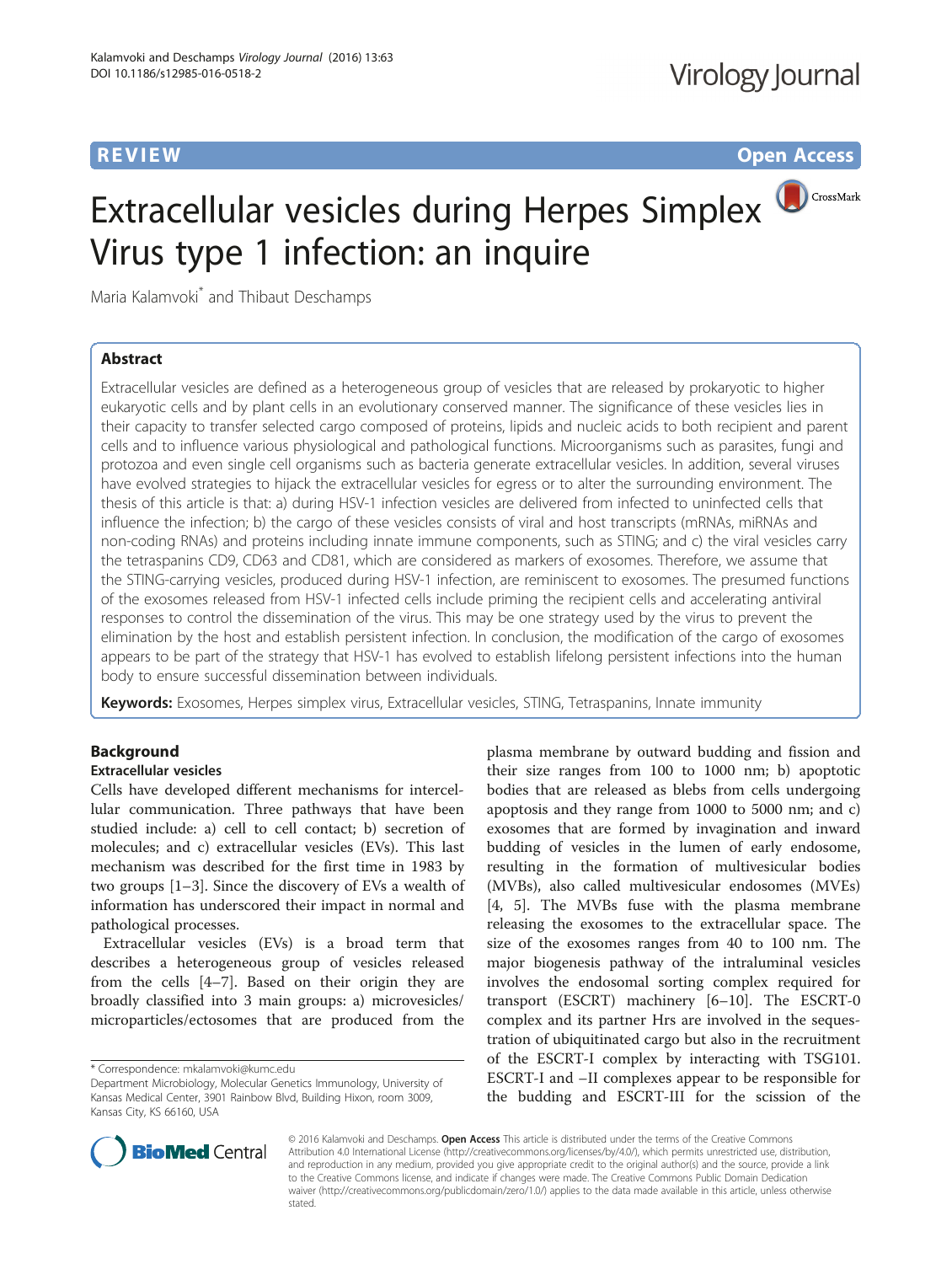**REVIEW** **Open Access**

# Extracellular vesicles during Herpes Simplex Virus type 1 infection: an inquire

Maria Kalamvoki* and Thibaut Deschamps

## Abstract

Extracellular vesicles are defined as a heterogeneous group of vesicles that are released by prokaryotic to higher eukaryotic cells and by plant cells in an evolutionary conserved manner. The significance of these vesicles lies in their capacity to transfer selected cargo composed of proteins, lipids and nucleic acids to both recipient and parent cells and to influence various physiological and pathological functions. Microorganisms such as parasites, fungi and protozoa and even single cell organisms such as bacteria generate extracellular vesicles. In addition, several viruses have evolved strategies to hijack the extracellular vesicles for egress or to alter the surrounding environment. The thesis of this article is that: a) during HSV-1 infection vesicles are delivered from infected to uninfected cells that influence the infection; b) the cargo of these vesicles consists of viral and host transcripts (mRNAs, miRNAs and non-coding RNAs) and proteins including innate immune components, such as STING; and c) the viral vesicles carry the tetraspanins CD9, CD63 and CD81, which are considered as markers of exosomes. Therefore, we assume that the STING-carrying vesicles, produced during HSV-1 infection, are reminiscent to exosomes. The presumed functions of the exosomes released from HSV-1 infected cells include priming the recipient cells and accelerating antiviral responses to control the dissemination of the virus. This may be one strategy used by the virus to prevent the elimination by the host and establish persistent infection. In conclusion, the modification of the cargo of exosomes appears to be part of the strategy that HSV-1 has evolved to establish lifelong persistent infections into the human body to ensure successful dissemination between individuals.

**Keywords:** Exosomes, Herpes simplex virus, Extracellular vesicles, STING, Tetraspanins, Innate immunity

## Background

### Extracellular vesicles

Cells have developed different mechanisms for intercellular communication. Three pathways that have been studied include: a) cell to cell contact; b) secretion of molecules; and c) extracellular vesicles (EVs). This last mechanism was described for the first time in 1983 by two groups [1–3]. Since the discovery of EVs a wealth of information has underscored their impact in normal and pathological processes.

Extracellular vesicles (EVs) is a broad term that describes a heterogeneous group of vesicles released from the cells [4–7]. Based on their origin they are broadly classified into 3 main groups: a) microvesicles/microparticles/ectosomes that are produced from the plasma membrane by outward budding and fission and their size ranges from 100 to 1000 nm; b) apoptotic bodies that are released as blebs from cells undergoing apoptosis and they range from 1000 to 5000 nm; and c) exosomes that are formed by invagination and inward budding of vesicles in the lumen of early endosome, resulting in the formation of multivesicular bodies (MVBs), also called multivesicular endosomes (MVEs) [4, 5]. The MVBs fuse with the plasma membrane releasing the exosomes to the extracellular space. The size of the exosomes ranges from 40 to 100 nm. The major biogenesis pathway of the intraluminal vesicles involves the endosomal sorting complex required for transport (ESCRT) machinery [6–10]. The ESCRT-0 complex and its partner Hrs are involved in the sequestration of ubiquitinated cargo but also in the recruitment of the ESCRT-I complex by interacting with TSG101. ESCRT-I and –II complexes appear to be responsible for the budding and ESCRT-III for the scission of the

\* Correspondence: mkalamvoki@kumc.edu
Department Microbiology, Molecular Genetics Immunology, University of Kansas Medical Center, 3901 Rainbow Blvd, Building Hixon, room 3009, Kansas City, KS 66160, USA

© 2016 Kalamvoki and Deschamps. **Open Access** This article is distributed under the terms of the Creative Commons Attribution 4.0 International License (http://creativecommons.org/licenses/by/4.0/), which permits unrestricted use, distribution, and reproduction in any medium, provided you give appropriate credit to the original author(s) and the source, provide a link to the Creative Commons license, and indicate if changes were made. The Creative Commons Public Domain Dedication waiver (http://creativecommons.org/publicdomain/zero/1.0/) applies to the data made available in this article, unless otherwise stated.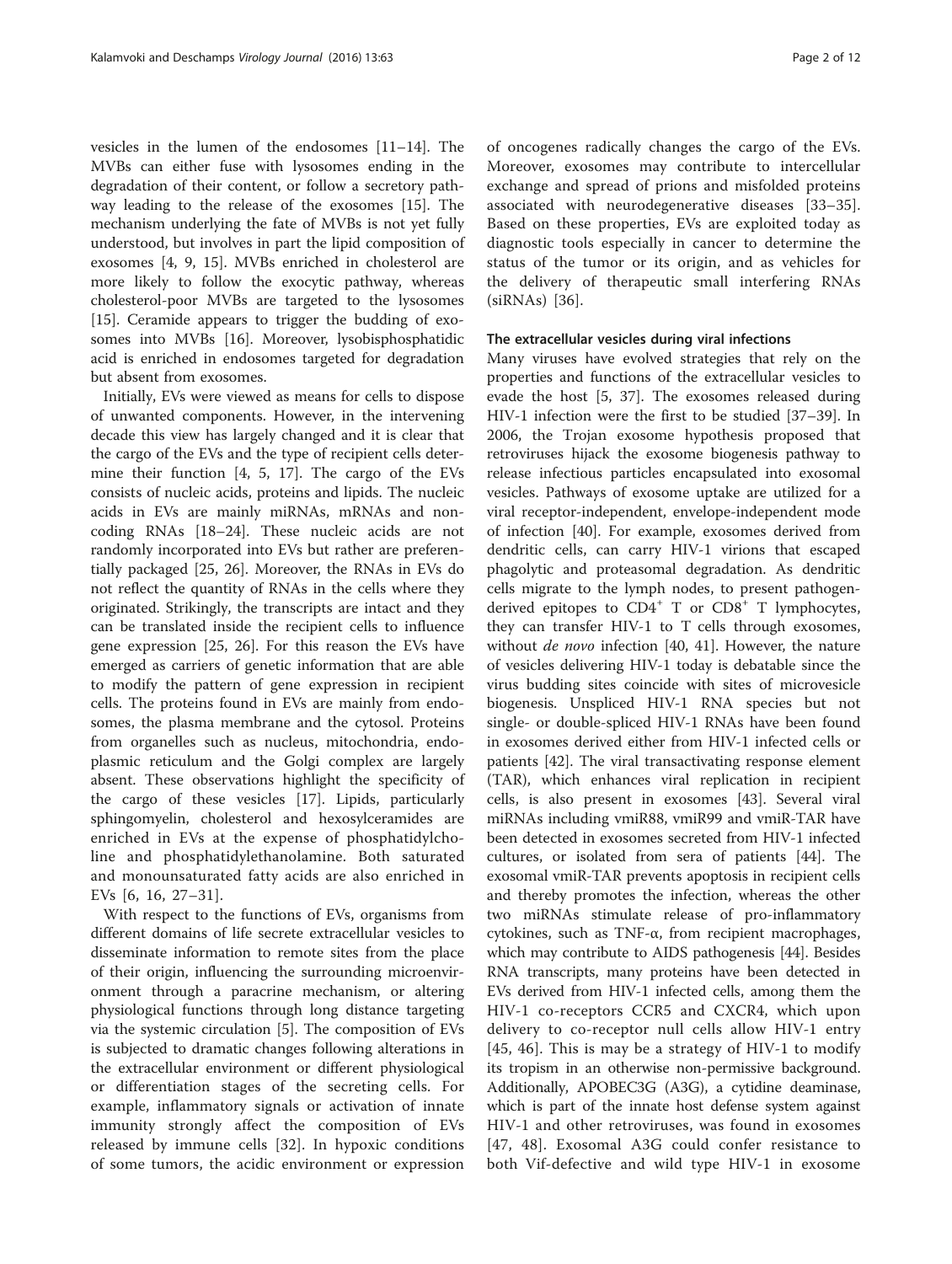vesicles in the lumen of the endosomes [11–14]. The MVBs can either fuse with lysosomes ending in the degradation of their content, or follow a secretory pathway leading to the release of the exosomes [15]. The mechanism underlying the fate of MVBs is not yet fully understood, but involves in part the lipid composition of exosomes [4, 9, 15]. MVBs enriched in cholesterol are more likely to follow the exocytic pathway, whereas cholesterol-poor MVBs are targeted to the lysosomes [15]. Ceramide appears to trigger the budding of exosomes into MVBs [16]. Moreover, lysobisphosphatidic acid is enriched in endosomes targeted for degradation but absent from exosomes.

Initially, EVs were viewed as means for cells to dispose of unwanted components. However, in the intervening decade this view has largely changed and it is clear that the cargo of the EVs and the type of recipient cells determine their function [4, 5, 17]. The cargo of the EVs consists of nucleic acids, proteins and lipids. The nucleic acids in EVs are mainly miRNAs, mRNAs and non-coding RNAs [18–24]. These nucleic acids are not randomly incorporated into EVs but rather are preferentially packaged [25, 26]. Moreover, the RNAs in EVs do not reflect the quantity of RNAs in the cells where they originated. Strikingly, the transcripts are intact and they can be translated inside the recipient cells to influence gene expression [25, 26]. For this reason the EVs have emerged as carriers of genetic information that are able to modify the pattern of gene expression in recipient cells. The proteins found in EVs are mainly from endosomes, the plasma membrane and the cytosol. Proteins from organelles such as nucleus, mitochondria, endoplasmic reticulum and the Golgi complex are largely absent. These observations highlight the specificity of the cargo of these vesicles [17]. Lipids, particularly sphingomyelin, cholesterol and hexosylceramides are enriched in EVs at the expense of phosphatidylcholine and phosphatidylethanolamine. Both saturated and monounsaturated fatty acids are also enriched in EVs [6, 16, 27–31].

With respect to the functions of EVs, organisms from different domains of life secrete extracellular vesicles to disseminate information to remote sites from the place of their origin, influencing the surrounding microenvironment through a paracrine mechanism, or altering physiological functions through long distance targeting via the systemic circulation [5]. The composition of EVs is subjected to dramatic changes following alterations in the extracellular environment or different physiological or differentiation stages of the secreting cells. For example, inflammatory signals or activation of innate immunity strongly affect the composition of EVs released by immune cells [32]. In hypoxic conditions of some tumors, the acidic environment or expression of oncogenes radically changes the cargo of the EVs. Moreover, exosomes may contribute to intercellular exchange and spread of prions and misfolded proteins associated with neurodegenerative diseases [33–35]. Based on these properties, EVs are exploited today as diagnostic tools especially in cancer to determine the status of the tumor or its origin, and as vehicles for the delivery of therapeutic small interfering RNAs (siRNAs) [36].

#### The extracellular vesicles during viral infections

Many viruses have evolved strategies that rely on the properties and functions of the extracellular vesicles to evade the host [5, 37]. The exosomes released during HIV-1 infection were the first to be studied [37–39]. In 2006, the Trojan exosome hypothesis proposed that retroviruses hijack the exosome biogenesis pathway to release infectious particles encapsulated into exosomal vesicles. Pathways of exosome uptake are utilized for a viral receptor-independent, envelope-independent mode of infection [40]. For example, exosomes derived from dendritic cells, can carry HIV-1 virions that escaped phagolytic and proteasomal degradation. As dendritic cells migrate to the lymph nodes, to present pathogen-derived epitopes to $CD4^+$ T or $CD8^+$ T lymphocytes, they can transfer HIV-1 to T cells through exosomes, without *de novo* infection [40, 41]. However, the nature of vesicles delivering HIV-1 today is debatable since the virus budding sites coincide with sites of microvesicle biogenesis. Unspliced HIV-1 RNA species but not single- or double-spliced HIV-1 RNAs have been found in exosomes derived either from HIV-1 infected cells or patients [42]. The viral transactivating response element (TAR), which enhances viral replication in recipient cells, is also present in exosomes [43]. Several viral miRNAs including vmiR88, vmiR99 and vmiR-TAR have been detected in exosomes secreted from HIV-1 infected cultures, or isolated from sera of patients [44]. The exosomal vmiR-TAR prevents apoptosis in recipient cells and thereby promotes the infection, whereas the other two miRNAs stimulate release of pro-inflammatory cytokines, such as TNF-α, from recipient macrophages, which may contribute to AIDS pathogenesis [44]. Besides RNA transcripts, many proteins have been detected in EVs derived from HIV-1 infected cells, among them the HIV-1 co-receptors CCR5 and CXCR4, which upon delivery to co-receptor null cells allow HIV-1 entry [45, 46]. This is may be a strategy of HIV-1 to modify its tropism in an otherwise non-permissive background. Additionally, APOBEC3G (A3G), a cytidine deaminase, which is part of the innate host defense system against HIV-1 and other retroviruses, was found in exosomes [47, 48]. Exosomal A3G could confer resistance to both Vif-defective and wild type HIV-1 in exosome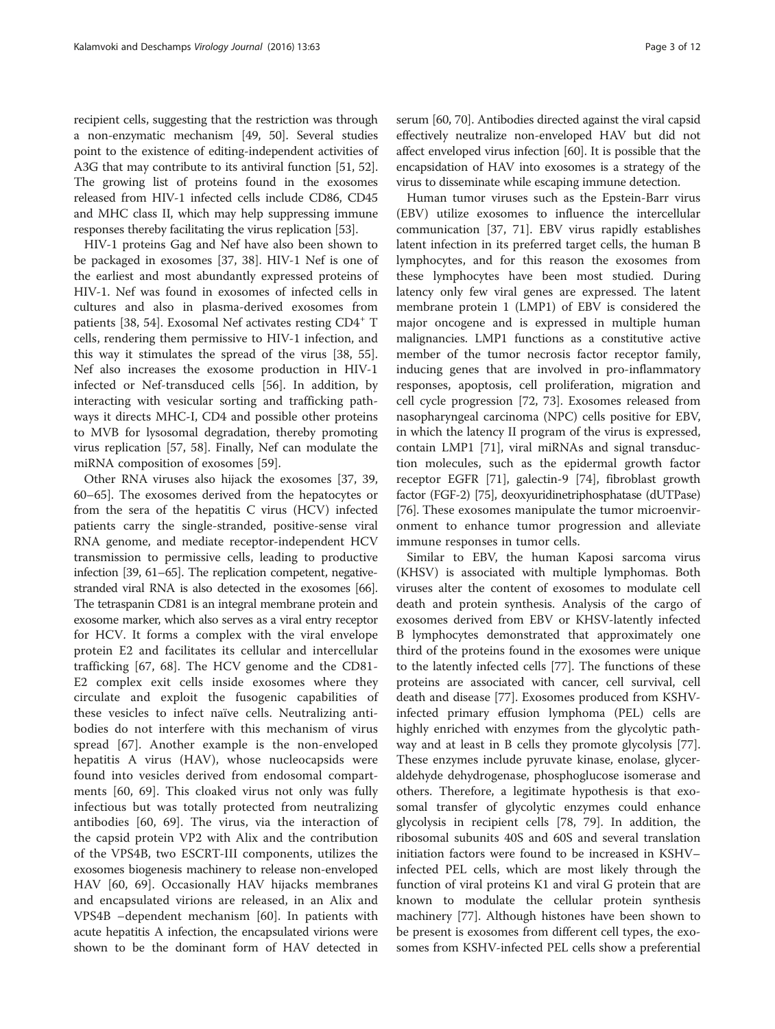recipient cells, suggesting that the restriction was through a non-enzymatic mechanism [49, 50]. Several studies point to the existence of editing-independent activities of A3G that may contribute to its antiviral function [51, 52]. The growing list of proteins found in the exosomes released from HIV-1 infected cells include CD86, CD45 and MHC class II, which may help suppressing immune responses thereby facilitating the virus replication [53].

HIV-1 proteins Gag and Nef have also been shown to be packaged in exosomes [37, 38]. HIV-1 Nef is one of the earliest and most abundantly expressed proteins of HIV-1. Nef was found in exosomes of infected cells in cultures and also in plasma-derived exosomes from patients [38, 54]. Exosomal Nef activates resting $CD4^+$ T cells, rendering them permissive to HIV-1 infection, and this way it stimulates the spread of the virus [38, 55]. Nef also increases the exosome production in HIV-1 infected or Nef-transduced cells [56]. In addition, by interacting with vesicular sorting and trafficking pathways it directs MHC-I, CD4 and possible other proteins to MVB for lysosomal degradation, thereby promoting virus replication [57, 58]. Finally, Nef can modulate the miRNA composition of exosomes [59].

Other RNA viruses also hijack the exosomes [37, 39, 60–65]. The exosomes derived from the hepatocytes or from the sera of the hepatitis C virus (HCV) infected patients carry the single-stranded, positive-sense viral RNA genome, and mediate receptor-independent HCV transmission to permissive cells, leading to productive infection [39, 61–65]. The replication competent, negative-stranded viral RNA is also detected in the exosomes [66]. The tetraspanin CD81 is an integral membrane protein and exosome marker, which also serves as a viral entry receptor for HCV. It forms a complex with the viral envelope protein E2 and facilitates its cellular and intercellular trafficking [67, 68]. The HCV genome and the CD81-E2 complex exit cells inside exosomes where they circulate and exploit the fusogenic capabilities of these vesicles to infect naïve cells. Neutralizing antibodies do not interfere with this mechanism of virus spread [67]. Another example is the non-enveloped hepatitis A virus (HAV), whose nucleocapsids were found into vesicles derived from endosomal compartments [60, 69]. This cloaked virus not only was fully infectious but was totally protected from neutralizing antibodies [60, 69]. The virus, via the interaction of the capsid protein VP2 with Alix and the contribution of the VPS4B, two ESCRT-III components, utilizes the exosomes biogenesis machinery to release non-enveloped HAV [60, 69]. Occasionally HAV hijacks membranes and encapsulated virions are released, in an Alix and VPS4B –dependent mechanism [60]. In patients with acute hepatitis A infection, the encapsulated virions were shown to be the dominant form of HAV detected in serum [60, 70]. Antibodies directed against the viral capsid effectively neutralize non-enveloped HAV but did not affect enveloped virus infection [60]. It is possible that the encapsidation of HAV into exosomes is a strategy of the virus to disseminate while escaping immune detection.

Human tumor viruses such as the Epstein-Barr virus (EBV) utilize exosomes to influence the intercellular communication [37, 71]. EBV virus rapidly establishes latent infection in its preferred target cells, the human B lymphocytes, and for this reason the exosomes from these lymphocytes have been most studied. During latency only few viral genes are expressed. The latent membrane protein 1 (LMP1) of EBV is considered the major oncogene and is expressed in multiple human malignancies. LMP1 functions as a constitutive active member of the tumor necrosis factor receptor family, inducing genes that are involved in pro-inflammatory responses, apoptosis, cell proliferation, migration and cell cycle progression [72, 73]. Exosomes released from nasopharyngeal carcinoma (NPC) cells positive for EBV, in which the latency II program of the virus is expressed, contain LMP1 [71], viral miRNAs and signal transduction molecules, such as the epidermal growth factor receptor EGFR [71], galectin-9 [74], fibroblast growth factor (FGF-2) [75], deoxyuridinetriphosphatase (dUTPase) [76]. These exosomes manipulate the tumor microenvironment to enhance tumor progression and alleviate immune responses in tumor cells.

Similar to EBV, the human Kaposi sarcoma virus (KHSV) is associated with multiple lymphomas. Both viruses alter the content of exosomes to modulate cell death and protein synthesis. Analysis of the cargo of exosomes derived from EBV or KHSV-latently infected B lymphocytes demonstrated that approximately one third of the proteins found in the exosomes were unique to the latently infected cells [77]. The functions of these proteins are associated with cancer, cell survival, cell death and disease [77]. Exosomes produced from KSHV-infected primary effusion lymphoma (PEL) cells are highly enriched with enzymes from the glycolytic pathway and at least in B cells they promote glycolysis [77]. These enzymes include pyruvate kinase, enolase, glyceraldehyde dehydrogenase, phosphoglucose isomerase and others. Therefore, a legitimate hypothesis is that exosomal transfer of glycolytic enzymes could enhance glycolysis in recipient cells [78, 79]. In addition, the ribosomal subunits 40S and 60S and several translation initiation factors were found to be increased in KSHV–infected PEL cells, which are most likely through the function of viral proteins K1 and viral G protein that are known to modulate the cellular protein synthesis machinery [77]. Although histones have been shown to be present is exosomes from different cell types, the exosomes from KSHV-infected PEL cells show a preferential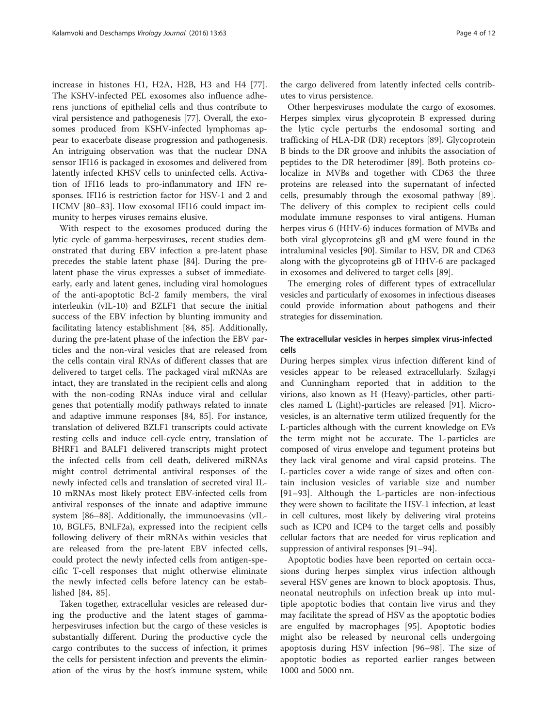increase in histones H1, H2A, H2B, H3 and H4 [77]. The KSHV-infected PEL exosomes also influence adherens junctions of epithelial cells and thus contribute to viral persistence and pathogenesis [77]. Overall, the exosomes produced from KSHV-infected lymphomas appear to exacerbate disease progression and pathogenesis. An intriguing observation was that the nuclear DNA sensor IFI16 is packaged in exosomes and delivered from latently infected KHSV cells to uninfected cells. Activation of IFI16 leads to pro-inflammatory and IFN responses. IFI16 is restriction factor for HSV-1 and 2 and HCMV [80–83]. How exosomal IFI16 could impact immunity to herpes viruses remains elusive.

With respect to the exosomes produced during the lytic cycle of gamma-herpesviruses, recent studies demonstrated that during EBV infection a pre-latent phase precedes the stable latent phase [84]. During the pre-latent phase the virus expresses a subset of immediate-early, early and latent genes, including viral homologues of the anti-apoptotic Bcl-2 family members, the viral interleukin (vIL-10) and BZLF1 that secure the initial success of the EBV infection by blunting immunity and facilitating latency establishment [84, 85]. Additionally, during the pre-latent phase of the infection the EBV particles and the non-viral vesicles that are released from the cells contain viral RNAs of different classes that are delivered to target cells. The packaged viral mRNAs are intact, they are translated in the recipient cells and along with the non-coding RNAs induce viral and cellular genes that potentially modify pathways related to innate and adaptive immune responses [84, 85]. For instance, translation of delivered BZLF1 transcripts could activate resting cells and induce cell-cycle entry, translation of BHRF1 and BALF1 delivered transcripts might protect the infected cells from cell death, delivered miRNAs might control detrimental antiviral responses of the newly infected cells and translation of secreted viral IL-10 mRNAs most likely protect EBV-infected cells from antiviral responses of the innate and adaptive immune system [86–88]. Additionally, the immunoevasins (vIL-10, BGLF5, BNLF2a), expressed into the recipient cells following delivery of their mRNAs within vesicles that are released from the pre-latent EBV infected cells, could protect the newly infected cells from antigen-specific T-cell responses that might otherwise eliminate the newly infected cells before latency can be established [84, 85].

Taken together, extracellular vesicles are released during the productive and the latent stages of gamma-herpesviruses infection but the cargo of these vesicles is substantially different. During the productive cycle the cargo contributes to the success of infection, it primes the cells for persistent infection and prevents the elimination of the virus by the host's immune system, while the cargo delivered from latently infected cells contributes to virus persistence.

Other herpesviruses modulate the cargo of exosomes. Herpes simplex virus glycoprotein B expressed during the lytic cycle perturbs the endosomal sorting and trafficking of HLA-DR (DR) receptors [89]. Glycoprotein B binds to the DR groove and inhibits the association of peptides to the DR heterodimer [89]. Both proteins co-localize in MVBs and together with CD63 the three proteins are released into the supernatant of infected cells, presumably through the exosomal pathway [89]. The delivery of this complex to recipient cells could modulate immune responses to viral antigens. Human herpes virus 6 (HHV-6) induces formation of MVBs and both viral glycoproteins gB and gM were found in the intraluminal vesicles [90]. Similar to HSV, DR and CD63 along with the glycoproteins gB of HHV-6 are packaged in exosomes and delivered to target cells [89].

The emerging roles of different types of extracellular vesicles and particularly of exosomes in infectious diseases could provide information about pathogens and their strategies for dissemination.

## The extracellular vesicles in herpes simplex virus-infected cells

During herpes simplex virus infection different kind of vesicles appear to be released extracellularly. Szilagyi and Cunningham reported that in addition to the virions, also known as H (Heavy)-particles, other particles named L (Light)-particles are released [91]. Microvesicles, is an alternative term utilized frequently for the L-particles although with the current knowledge on EVs the term might not be accurate. The L-particles are composed of virus envelope and tegument proteins but they lack viral genome and viral capsid proteins. The L-particles cover a wide range of sizes and often contain inclusion vesicles of variable size and number [91–93]. Although the L-particles are non-infectious they were shown to facilitate the HSV-1 infection, at least in cell cultures, most likely by delivering viral proteins such as ICP0 and ICP4 to the target cells and possibly cellular factors that are needed for virus replication and suppression of antiviral responses [91–94].

Apoptotic bodies have been reported on certain occasions during herpes simplex virus infection although several HSV genes are known to block apoptosis. Thus, neonatal neutrophils on infection break up into multiple apoptotic bodies that contain live virus and they may facilitate the spread of HSV as the apoptotic bodies are engulfed by macrophages [95]. Apoptotic bodies might also be released by neuronal cells undergoing apoptosis during HSV infection [96–98]. The size of apoptotic bodies as reported earlier ranges between 1000 and 5000 nm.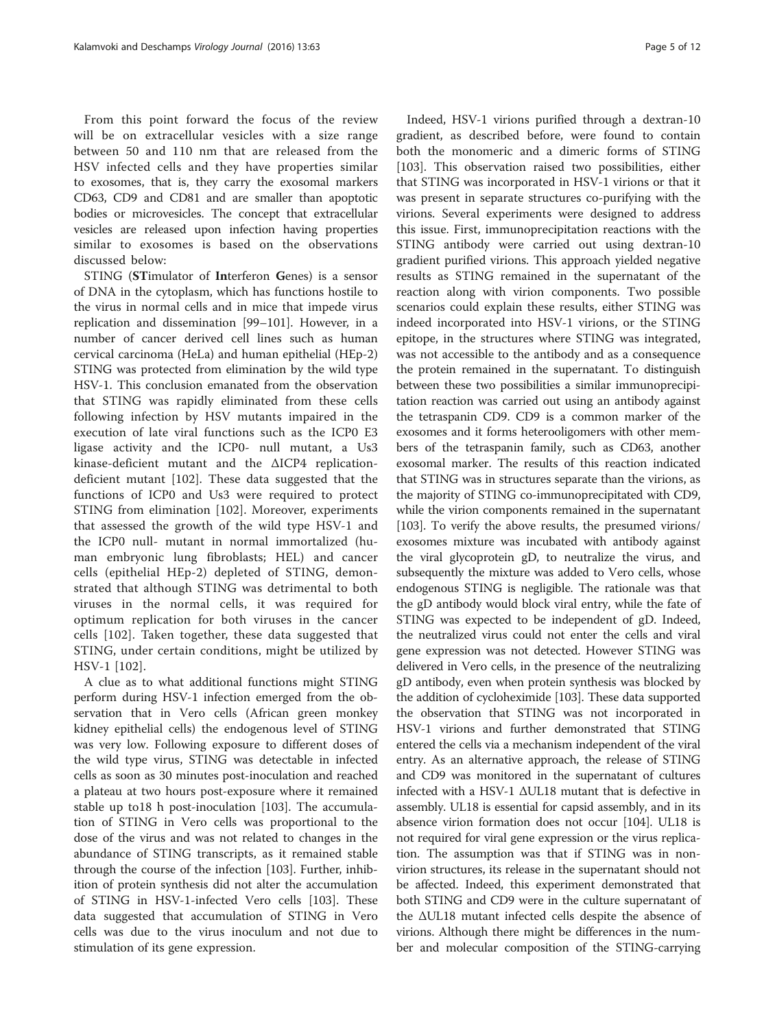From this point forward the focus of the review will be on extracellular vesicles with a size range between 50 and 110 nm that are released from the HSV infected cells and they have properties similar to exosomes, that is, they carry the exosomal markers CD63, CD9 and CD81 and are smaller than apoptotic bodies or microvesicles. The concept that extracellular vesicles are released upon infection having properties similar to exosomes is based on the observations discussed below:

STING (**ST**imulator of **In**terferon **G**enes) is a sensor of DNA in the cytoplasm, which has functions hostile to the virus in normal cells and in mice that impede virus replication and dissemination [99–101]. However, in a number of cancer derived cell lines such as human cervical carcinoma (HeLa) and human epithelial (HEp-2) STING was protected from elimination by the wild type HSV-1. This conclusion emanated from the observation that STING was rapidly eliminated from these cells following infection by HSV mutants impaired in the execution of late viral functions such as the ICP0 E3 ligase activity and the ICP0- null mutant, a Us3 kinase-deficient mutant and the ΔICP4 replication-deficient mutant [102]. These data suggested that the functions of ICP0 and Us3 were required to protect STING from elimination [102]. Moreover, experiments that assessed the growth of the wild type HSV-1 and the ICP0 null- mutant in normal immortalized (human embryonic lung fibroblasts; HEL) and cancer cells (epithelial HEp-2) depleted of STING, demonstrated that although STING was detrimental to both viruses in the normal cells, it was required for optimum replication for both viruses in the cancer cells [102]. Taken together, these data suggested that STING, under certain conditions, might be utilized by HSV-1 [102].

A clue as to what additional functions might STING perform during HSV-1 infection emerged from the observation that in Vero cells (African green monkey kidney epithelial cells) the endogenous level of STING was very low. Following exposure to different doses of the wild type virus, STING was detectable in infected cells as soon as 30 minutes post-inoculation and reached a plateau at two hours post-exposure where it remained stable up to18 h post-inoculation [103]. The accumulation of STING in Vero cells was proportional to the dose of the virus and was not related to changes in the abundance of STING transcripts, as it remained stable through the course of the infection [103]. Further, inhibition of protein synthesis did not alter the accumulation of STING in HSV-1-infected Vero cells [103]. These data suggested that accumulation of STING in Vero cells was due to the virus inoculum and not due to stimulation of its gene expression.

Indeed, HSV-1 virions purified through a dextran-10 gradient, as described before, were found to contain both the monomeric and a dimeric forms of STING [103]. This observation raised two possibilities, either that STING was incorporated in HSV-1 virions or that it was present in separate structures co-purifying with the virions. Several experiments were designed to address this issue. First, immunoprecipitation reactions with the STING antibody were carried out using dextran-10 gradient purified virions. This approach yielded negative results as STING remained in the supernatant of the reaction along with virion components. Two possible scenarios could explain these results, either STING was indeed incorporated into HSV-1 virions, or the STING epitope, in the structures where STING was integrated, was not accessible to the antibody and as a consequence the protein remained in the supernatant. To distinguish between these two possibilities a similar immunoprecipitation reaction was carried out using an antibody against the tetraspanin CD9. CD9 is a common marker of the exosomes and it forms heterooligomers with other members of the tetraspanin family, such as CD63, another exosomal marker. The results of this reaction indicated that STING was in structures separate than the virions, as the majority of STING co-immunoprecipitated with CD9, while the virion components remained in the supernatant [103]. To verify the above results, the presumed virions/exosomes mixture was incubated with antibody against the viral glycoprotein gD, to neutralize the virus, and subsequently the mixture was added to Vero cells, whose endogenous STING is negligible. The rationale was that the gD antibody would block viral entry, while the fate of STING was expected to be independent of gD. Indeed, the neutralized virus could not enter the cells and viral gene expression was not detected. However STING was delivered in Vero cells, in the presence of the neutralizing gD antibody, even when protein synthesis was blocked by the addition of cycloheximide [103]. These data supported the observation that STING was not incorporated in HSV-1 virions and further demonstrated that STING entered the cells via a mechanism independent of the viral entry. As an alternative approach, the release of STING and CD9 was monitored in the supernatant of cultures infected with a HSV-1 ΔUL18 mutant that is defective in assembly. UL18 is essential for capsid assembly, and in its absence virion formation does not occur [104]. UL18 is not required for viral gene expression or the virus replication. The assumption was that if STING was in non-virion structures, its release in the supernatant should not be affected. Indeed, this experiment demonstrated that both STING and CD9 were in the culture supernatant of the ΔUL18 mutant infected cells despite the absence of virions. Although there might be differences in the number and molecular composition of the STING-carrying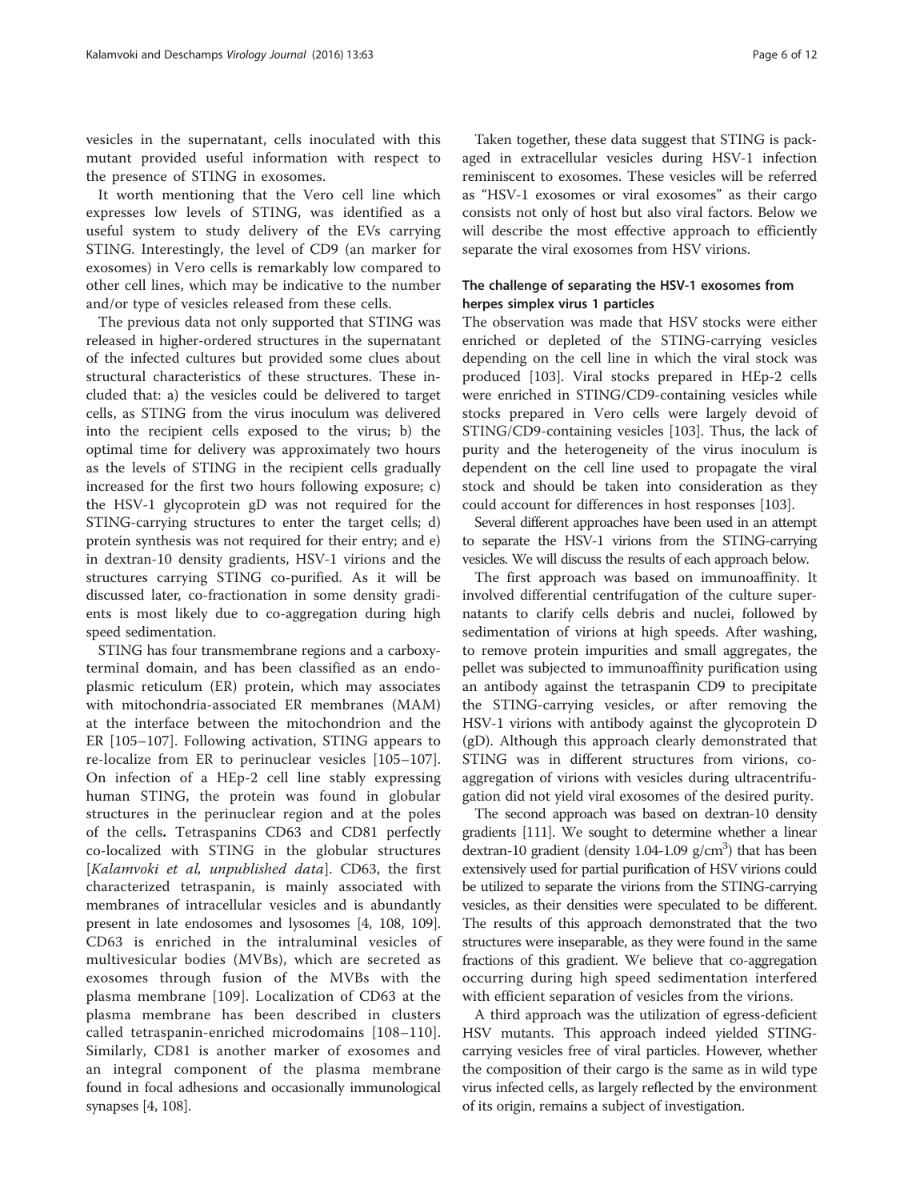vesicles in the supernatant, cells inoculated with this mutant provided useful information with respect to the presence of STING in exosomes.

It worth mentioning that the Vero cell line which expresses low levels of STING, was identified as a useful system to study delivery of the EVs carrying STING. Interestingly, the level of CD9 (an marker for exosomes) in Vero cells is remarkably low compared to other cell lines, which may be indicative to the number and/or type of vesicles released from these cells.

The previous data not only supported that STING was released in higher-ordered structures in the supernatant of the infected cultures but provided some clues about structural characteristics of these structures. These included that: a) the vesicles could be delivered to target cells, as STING from the virus inoculum was delivered into the recipient cells exposed to the virus; b) the optimal time for delivery was approximately two hours as the levels of STING in the recipient cells gradually increased for the first two hours following exposure; c) the HSV-1 glycoprotein gD was not required for the STING-carrying structures to enter the target cells; d) protein synthesis was not required for their entry; and e) in dextran-10 density gradients, HSV-1 virions and the structures carrying STING co-purified. As it will be discussed later, co-fractionation in some density gradients is most likely due to co-aggregation during high speed sedimentation.

STING has four transmembrane regions and a carboxy-terminal domain, and has been classified as an endoplasmic reticulum (ER) protein, which may associates with mitochondria-associated ER membranes (MAM) at the interface between the mitochondrion and the ER [105–107]. Following activation, STING appears to re-localize from ER to perinuclear vesicles [105–107]. On infection of a HEp-2 cell line stably expressing human STING, the protein was found in globular structures in the perinuclear region and at the poles of the cells**.** Tetraspanins CD63 and CD81 perfectly co-localized with STING in the globular structures [*Kalamvoki et al, unpublished data*]. CD63, the first characterized tetraspanin, is mainly associated with membranes of intracellular vesicles and is abundantly present in late endosomes and lysosomes [4, 108, 109]. CD63 is enriched in the intraluminal vesicles of multivesicular bodies (MVBs), which are secreted as exosomes through fusion of the MVBs with the plasma membrane [109]. Localization of CD63 at the plasma membrane has been described in clusters called tetraspanin-enriched microdomains [108–110]. Similarly, CD81 is another marker of exosomes and an integral component of the plasma membrane found in focal adhesions and occasionally immunological synapses [4, 108].

Taken together, these data suggest that STING is packaged in extracellular vesicles during HSV-1 infection reminiscent to exosomes. These vesicles will be referred as "HSV-1 exosomes or viral exosomes" as their cargo consists not only of host but also viral factors. Below we will describe the most effective approach to efficiently separate the viral exosomes from HSV virions.

### The challenge of separating the HSV-1 exosomes from herpes simplex virus 1 particles

The observation was made that HSV stocks were either enriched or depleted of the STING-carrying vesicles depending on the cell line in which the viral stock was produced [103]. Viral stocks prepared in HEp-2 cells were enriched in STING/CD9-containing vesicles while stocks prepared in Vero cells were largely devoid of STING/CD9-containing vesicles [103]. Thus, the lack of purity and the heterogeneity of the virus inoculum is dependent on the cell line used to propagate the viral stock and should be taken into consideration as they could account for differences in host responses [103].

Several different approaches have been used in an attempt to separate the HSV-1 virions from the STING-carrying vesicles. We will discuss the results of each approach below.

The first approach was based on immunoaffinity. It involved differential centrifugation of the culture supernatants to clarify cells debris and nuclei, followed by sedimentation of virions at high speeds. After washing, to remove protein impurities and small aggregates, the pellet was subjected to immunoaffinity purification using an antibody against the tetraspanin CD9 to precipitate the STING-carrying vesicles, or after removing the HSV-1 virions with antibody against the glycoprotein D (gD). Although this approach clearly demonstrated that STING was in different structures from virions, co-aggregation of virions with vesicles during ultracentrifugation did not yield viral exosomes of the desired purity.

The second approach was based on dextran-10 density gradients [111]. We sought to determine whether a linear dextran-10 gradient (density 1.04-1.09 g/cm$^3$) that has been extensively used for partial purification of HSV virions could be utilized to separate the virions from the STING-carrying vesicles, as their densities were speculated to be different. The results of this approach demonstrated that the two structures were inseparable, as they were found in the same fractions of this gradient. We believe that co-aggregation occurring during high speed sedimentation interfered with efficient separation of vesicles from the virions.

A third approach was the utilization of egress-deficient HSV mutants. This approach indeed yielded STING-carrying vesicles free of viral particles. However, whether the composition of their cargo is the same as in wild type virus infected cells, as largely reflected by the environment of its origin, remains a subject of investigation.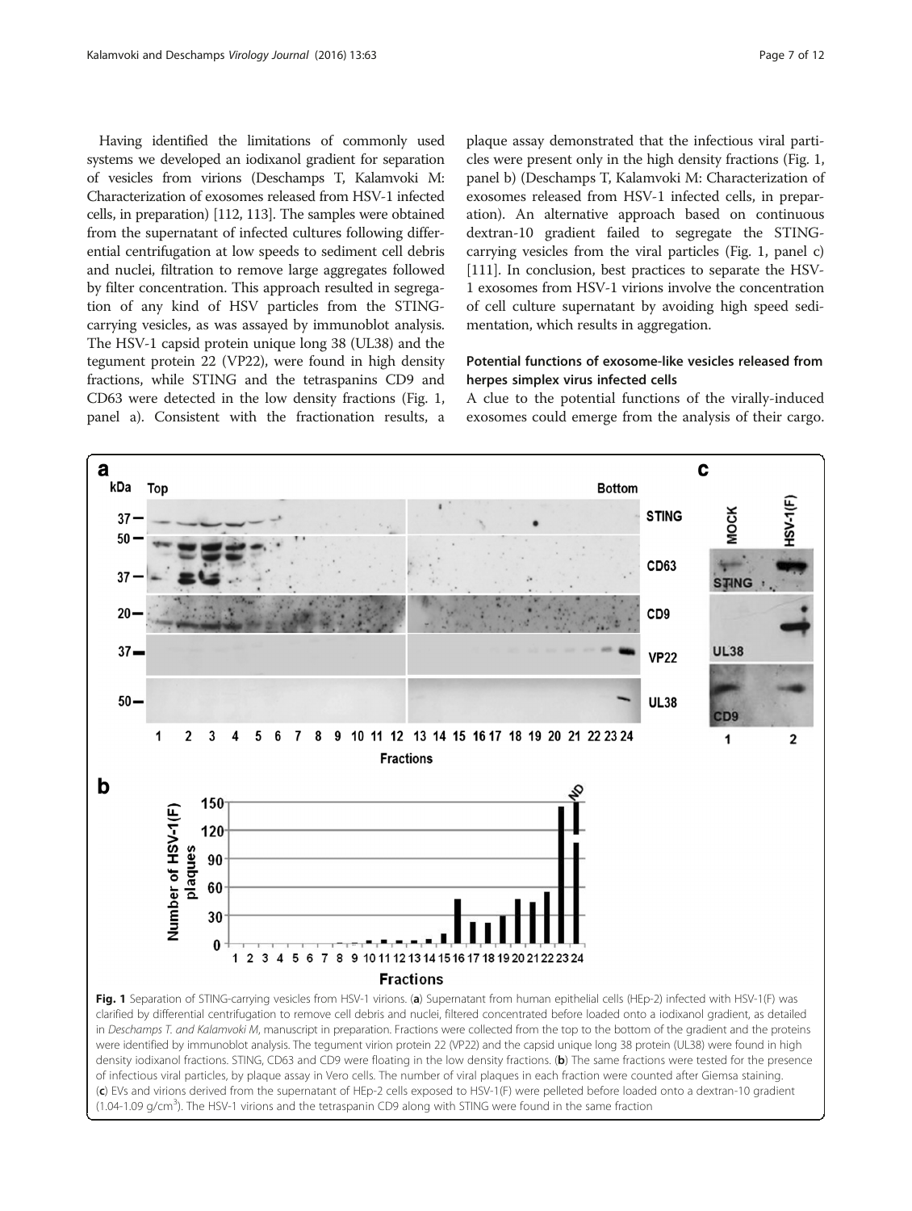Having identified the limitations of commonly used systems we developed an iodixanol gradient for separation of vesicles from virions (Deschamps T, Kalamvoki M: Characterization of exosomes released from HSV-1 infected cells, in preparation) [112, 113]. The samples were obtained from the supernatant of infected cultures following differential centrifugation at low speeds to sediment cell debris and nuclei, filtration to remove large aggregates followed by filter concentration. This approach resulted in segregation of any kind of HSV particles from the STING-carrying vesicles, as was assayed by immunoblot analysis. The HSV-1 capsid protein unique long 38 (UL38) and the tegument protein 22 (VP22), were found in high density fractions, while STING and the tetraspanins CD9 and CD63 were detected in the low density fractions (Fig. 1, panel a). Consistent with the fractionation results, a plaque assay demonstrated that the infectious viral particles were present only in the high density fractions (Fig. 1, panel b) (Deschamps T, Kalamvoki M: Characterization of exosomes released from HSV-1 infected cells, in preparation). An alternative approach based on continuous dextran-10 gradient failed to segregate the STING-carrying vesicles from the viral particles (Fig. 1, panel c) [111]. In conclusion, best practices to separate the HSV-1 exosomes from HSV-1 virions involve the concentration of cell culture supernatant by avoiding high speed sedimentation, which results in aggregation.

## Potential functions of exosome-like vesicles released from herpes simplex virus infected cells

A clue to the potential functions of the virally-induced exosomes could emerge from the analysis of their cargo.

**Fig. 1** Separation of STING-carrying vesicles from HSV-1 virions. (**a**) Supernatant from human epithelial cells (HEp-2) infected with HSV-1(F) was clarified by differential centrifugation to remove cell debris and nuclei, filtered concentrated before loaded onto a iodixanol gradient, as detailed in *Deschamps T. and Kalamvoki M*, manuscript in preparation. Fractions were collected from the top to the bottom of the gradient and the proteins were identified by immunoblot analysis. The tegument virion protein 22 (VP22) and the capsid unique long 38 protein (UL38) were found in high density iodixanol fractions. STING, CD63 and CD9 were floating in the low density fractions. (**b**) The same fractions were tested for the presence of infectious viral particles, by plaque assay in Vero cells. The number of viral plaques in each fraction were counted after Giemsa staining. (**c**) EVs and virions derived from the supernatant of HEp-2 cells exposed to HSV-1(F) were pelleted before loaded onto a dextran-10 gradient (1.04-1.09 g/cm$^3$). The HSV-1 virions and the tetraspanin CD9 along with STING were found in the same fraction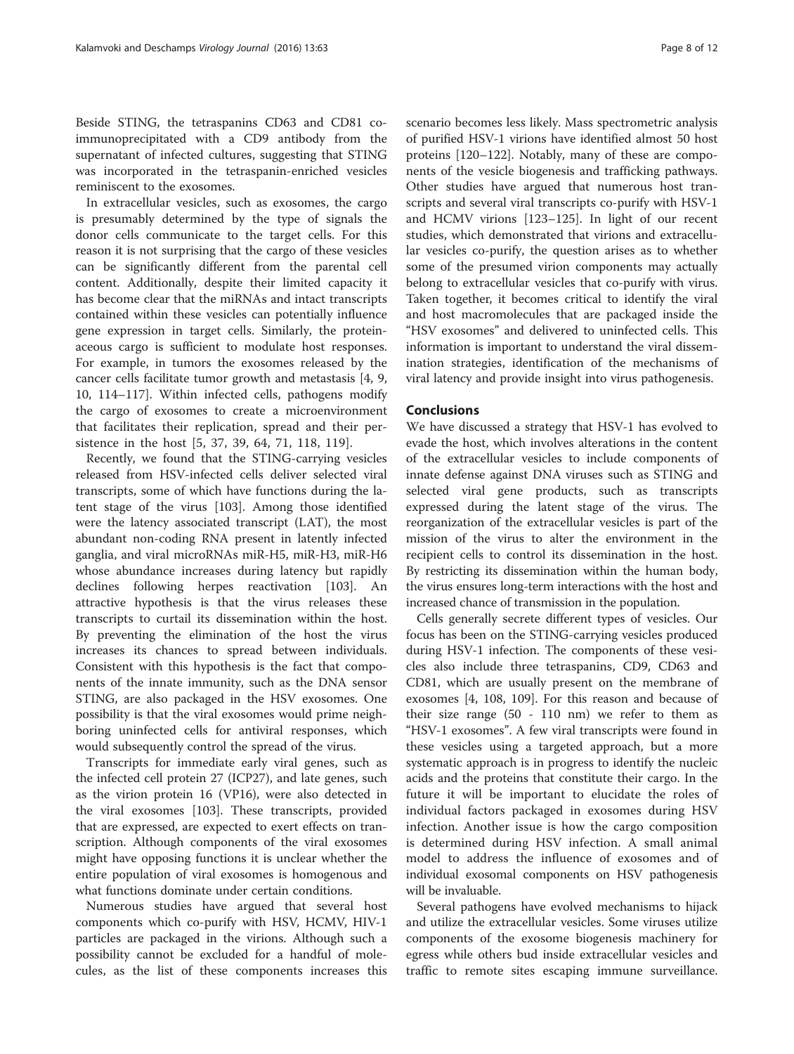Beside STING, the tetraspanins CD63 and CD81 co-immunoprecipitated with a CD9 antibody from the supernatant of infected cultures, suggesting that STING was incorporated in the tetraspanin-enriched vesicles reminiscent to the exosomes.

In extracellular vesicles, such as exosomes, the cargo is presumably determined by the type of signals the donor cells communicate to the target cells. For this reason it is not surprising that the cargo of these vesicles can be significantly different from the parental cell content. Additionally, despite their limited capacity it has become clear that the miRNAs and intact transcripts contained within these vesicles can potentially influence gene expression in target cells. Similarly, the proteinaceous cargo is sufficient to modulate host responses. For example, in tumors the exosomes released by the cancer cells facilitate tumor growth and metastasis [4, 9, 10, 114–117]. Within infected cells, pathogens modify the cargo of exosomes to create a microenvironment that facilitates their replication, spread and their persistence in the host [5, 37, 39, 64, 71, 118, 119].

Recently, we found that the STING-carrying vesicles released from HSV-infected cells deliver selected viral transcripts, some of which have functions during the latent stage of the virus [103]. Among those identified were the latency associated transcript (LAT), the most abundant non-coding RNA present in latently infected ganglia, and viral microRNAs miR-H5, miR-H3, miR-H6 whose abundance increases during latency but rapidly declines following herpes reactivation [103]. An attractive hypothesis is that the virus releases these transcripts to curtail its dissemination within the host. By preventing the elimination of the host the virus increases its chances to spread between individuals. Consistent with this hypothesis is the fact that components of the innate immunity, such as the DNA sensor STING, are also packaged in the HSV exosomes. One possibility is that the viral exosomes would prime neighboring uninfected cells for antiviral responses, which would subsequently control the spread of the virus.

Transcripts for immediate early viral genes, such as the infected cell protein 27 (ICP27), and late genes, such as the virion protein 16 (VP16), were also detected in the viral exosomes [103]. These transcripts, provided that are expressed, are expected to exert effects on transcription. Although components of the viral exosomes might have opposing functions it is unclear whether the entire population of viral exosomes is homogenous and what functions dominate under certain conditions.

Numerous studies have argued that several host components which co-purify with HSV, HCMV, HIV-1 particles are packaged in the virions. Although such a possibility cannot be excluded for a handful of molecules, as the list of these components increases this scenario becomes less likely. Mass spectrometric analysis of purified HSV-1 virions have identified almost 50 host proteins [120–122]. Notably, many of these are components of the vesicle biogenesis and trafficking pathways. Other studies have argued that numerous host transcripts and several viral transcripts co-purify with HSV-1 and HCMV virions [123–125]. In light of our recent studies, which demonstrated that virions and extracellular vesicles co-purify, the question arises as to whether some of the presumed virion components may actually belong to extracellular vesicles that co-purify with virus. Taken together, it becomes critical to identify the viral and host macromolecules that are packaged inside the "HSV exosomes" and delivered to uninfected cells. This information is important to understand the viral dissemination strategies, identification of the mechanisms of viral latency and provide insight into virus pathogenesis.

## Conclusions

We have discussed a strategy that HSV-1 has evolved to evade the host, which involves alterations in the content of the extracellular vesicles to include components of innate defense against DNA viruses such as STING and selected viral gene products, such as transcripts expressed during the latent stage of the virus. The reorganization of the extracellular vesicles is part of the mission of the virus to alter the environment in the recipient cells to control its dissemination in the host. By restricting its dissemination within the human body, the virus ensures long-term interactions with the host and increased chance of transmission in the population.

Cells generally secrete different types of vesicles. Our focus has been on the STING-carrying vesicles produced during HSV-1 infection. The components of these vesicles also include three tetraspanins, CD9, CD63 and CD81, which are usually present on the membrane of exosomes [4, 108, 109]. For this reason and because of their size range (50 - 110 nm) we refer to them as "HSV-1 exosomes". A few viral transcripts were found in these vesicles using a targeted approach, but a more systematic approach is in progress to identify the nucleic acids and the proteins that constitute their cargo. In the future it will be important to elucidate the roles of individual factors packaged in exosomes during HSV infection. Another issue is how the cargo composition is determined during HSV infection. A small animal model to address the influence of exosomes and of individual exosomal components on HSV pathogenesis will be invaluable.

Several pathogens have evolved mechanisms to hijack and utilize the extracellular vesicles. Some viruses utilize components of the exosome biogenesis machinery for egress while others bud inside extracellular vesicles and traffic to remote sites escaping immune surveillance.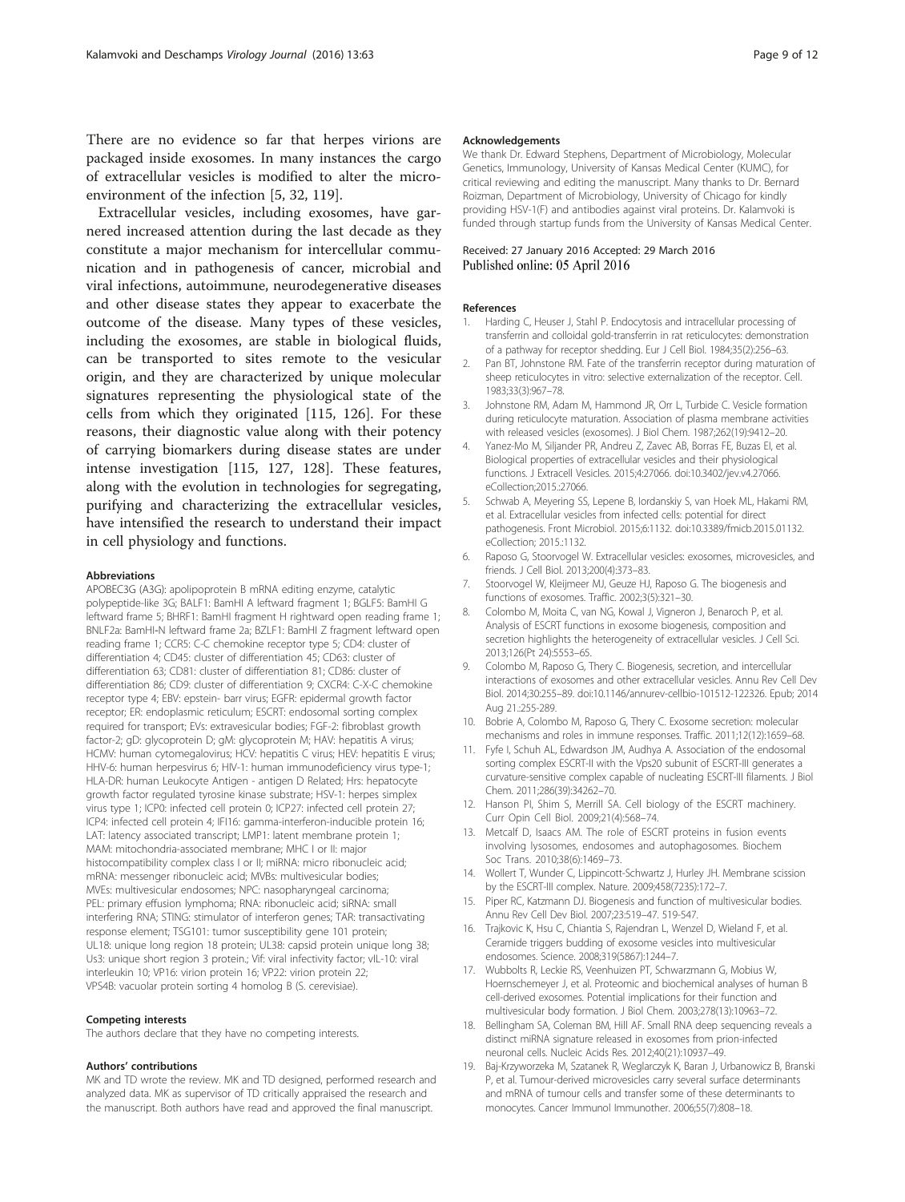There are no evidence so far that herpes virions are packaged inside exosomes. In many instances the cargo of extracellular vesicles is modified to alter the microenvironment of the infection [5, 32, 119].

Extracellular vesicles, including exosomes, have garnered increased attention during the last decade as they constitute a major mechanism for intercellular communication and in pathogenesis of cancer, microbial and viral infections, autoimmune, neurodegenerative diseases and other disease states they appear to exacerbate the outcome of the disease. Many types of these vesicles, including the exosomes, are stable in biological fluids, can be transported to sites remote to the vesicular origin, and they are characterized by unique molecular signatures representing the physiological state of the cells from which they originated [115, 126]. For these reasons, their diagnostic value along with their potency of carrying biomarkers during disease states are under intense investigation [115, 127, 128]. These features, along with the evolution in technologies for segregating, purifying and characterizing the extracellular vesicles, have intensified the research to understand their impact in cell physiology and functions.

#### Abbreviations

APOBEC3G (A3G): apolipoprotein B mRNA editing enzyme, catalytic polypeptide-like 3G; BALF1: BamHI A leftward fragment 1; BGLF5: BamHI G leftward frame 5; BHRF1: BamHI fragment H rightward open reading frame 1; BNLF2a: BamHI-N leftward frame 2a; BZLF1: BamHI Z fragment leftward open reading frame 1; CCR5: C-C chemokine receptor type 5; CD4: cluster of differentiation 4; CD45: cluster of differentiation 45; CD63: cluster of differentiation 63; CD81: cluster of differentiation 81; CD86: cluster of differentiation 86; CD9: cluster of differentiation 9; CXCR4: C-X-C chemokine receptor type 4; EBV: epstein- barr virus; EGFR: epidermal growth factor receptor; ER: endoplasmic reticulum; ESCRT: endosomal sorting complex required for transport; EVs: extravesicular bodies; FGF-2: fibroblast growth factor-2; gD: glycoprotein D; gM: glycoprotein M; HAV: hepatitis A virus; HCMV: human cytomegalovirus; HCV: hepatitis C virus; HEV: hepatitis E virus; HHV-6: human herpesvirus 6; HIV-1: human immunodeficiency virus type-1; HLA-DR: human Leukocyte Antigen - antigen D Related; Hrs: hepatocyte growth factor regulated tyrosine kinase substrate; HSV-1: herpes simplex virus type 1; ICP0: infected cell protein 0; ICP27: infected cell protein 27; ICP4: infected cell protein 4; IFI16: gamma-interferon-inducible protein 16; LAT: latency associated transcript; LMP1: latent membrane protein 1; MAM: mitochondria-associated membrane; MHC I or II: major histocompatibility complex class I or II; miRNA: micro ribonucleic acid; mRNA: messenger ribonucleic acid; MVBs: multivesicular bodies; MVEs: multivesicular endosomes; NPC: nasopharyngeal carcinoma; PEL: primary effusion lymphoma; RNA: ribonucleic acid; siRNA: small interfering RNA; STING: stimulator of interferon genes; TAR: transactivating response element; TSG101: tumor susceptibility gene 101 protein; UL18: unique long region 18 protein; UL38: capsid protein unique long 38; Us3: unique short region 3 protein.; Vif: viral infectivity factor; vIL-10: viral interleukin 10; VP16: virion protein 16; VP22: virion protein 22; VPS4B: vacuolar protein sorting 4 homolog B (S. cerevisiae).

#### Competing interests

The authors declare that they have no competing interests.

#### Authors' contributions

MK and TD wrote the review. MK and TD designed, performed research and analyzed data. MK as supervisor of TD critically appraised the research and the manuscript. Both authors have read and approved the final manuscript.

#### Acknowledgements

We thank Dr. Edward Stephens, Department of Microbiology, Molecular Genetics, Immunology, University of Kansas Medical Center (KUMC), for critical reviewing and editing the manuscript. Many thanks to Dr. Bernard Roizman, Department of Microbiology, University of Chicago for kindly providing HSV-1(F) and antibodies against viral proteins. Dr. Kalamvoki is funded through startup funds from the University of Kansas Medical Center.

Received: 27 January 2016 Accepted: 29 March 2016
Published online: 05 April 2016

#### References

1. Harding C, Heuser J, Stahl P. Endocytosis and intracellular processing of transferrin and colloidal gold-transferrin in rat reticulocytes: demonstration of a pathway for receptor shedding. Eur J Cell Biol. 1984;35(2):256–63.
2. Pan BT, Johnstone RM. Fate of the transferrin receptor during maturation of sheep reticulocytes in vitro: selective externalization of the receptor. Cell. 1983;33(3):967–78.
3. Johnstone RM, Adam M, Hammond JR, Orr L, Turbide C. Vesicle formation during reticulocyte maturation. Association of plasma membrane activities with released vesicles (exosomes). J Biol Chem. 1987;262(19):9412–20.
4. Yanez-Mo M, Siljander PR, Andreu Z, Zavec AB, Borras FE, Buzas EI, et al. Biological properties of extracellular vesicles and their physiological functions. J Extracell Vesicles. 2015;4:27066. doi:10.3402/jev.v4.27066. eCollection;2015.:27066.
5. Schwab A, Meyering SS, Lepene B, Iordanskiy S, van Hoek ML, Hakami RM, et al. Extracellular vesicles from infected cells: potential for direct pathogenesis. Front Microbiol. 2015;6:1132. doi:10.3389/fmicb.2015.01132. eCollection; 2015.:1132.
6. Raposo G, Stoorvogel W. Extracellular vesicles: exosomes, microvesicles, and friends. J Cell Biol. 2013;200(4):373–83.
7. Stoorvogel W, Kleijmeer MJ, Geuze HJ, Raposo G. The biogenesis and functions of exosomes. Traffic. 2002;3(5):321–30.
8. Colombo M, Moita C, van NG, Kowal J, Vigneron J, Benaroch P, et al. Analysis of ESCRT functions in exosome biogenesis, composition and secretion highlights the heterogeneity of extracellular vesicles. J Cell Sci. 2013;126(Pt 24):5553–65.
9. Colombo M, Raposo G, Thery C. Biogenesis, secretion, and intercellular interactions of exosomes and other extracellular vesicles. Annu Rev Cell Dev Biol. 2014;30:255–89. doi:10.1146/annurev-cellbio-101512-122326. Epub; 2014 Aug 21.:255-289.
10. Bobrie A, Colombo M, Raposo G, Thery C. Exosome secretion: molecular mechanisms and roles in immune responses. Traffic. 2011;12(12):1659–68.
11. Fyfe I, Schuh AL, Edwardson JM, Audhya A. Association of the endosomal sorting complex ESCRT-II with the Vps20 subunit of ESCRT-III generates a curvature-sensitive complex capable of nucleating ESCRT-III filaments. J Biol Chem. 2011;286(39):34262–70.
12. Hanson PI, Shim S, Merrill SA. Cell biology of the ESCRT machinery. Curr Opin Cell Biol. 2009;21(4):568–74.
13. Metcalf D, Isaacs AM. The role of ESCRT proteins in fusion events involving lysosomes, endosomes and autophagosomes. Biochem Soc Trans. 2010;38(6):1469–73.
14. Wollert T, Wunder C, Lippincott-Schwartz J, Hurley JH. Membrane scission by the ESCRT-III complex. Nature. 2009;458(7235):172–7.
15. Piper RC, Katzmann DJ. Biogenesis and function of multivesicular bodies. Annu Rev Cell Dev Biol. 2007;23:519–47. 519-547.
16. Trajkovic K, Hsu C, Chiantia S, Rajendran L, Wenzel D, Wieland F, et al. Ceramide triggers budding of exosome vesicles into multivesicular endosomes. Science. 2008;319(5867):1244–7.
17. Wubbolts R, Leckie RS, Veenhuizen PT, Schwarzmann G, Mobius W, Hoernschemeyer J, et al. Proteomic and biochemical analyses of human B cell-derived exosomes. Potential implications for their function and multivesicular body formation. J Biol Chem. 2003;278(13):10963–72.
18. Bellingham SA, Coleman BM, Hill AF. Small RNA deep sequencing reveals a distinct miRNA signature released in exosomes from prion-infected neuronal cells. Nucleic Acids Res. 2012;40(21):10937–49.
19. Baj-Krzyworzeka M, Szatanek R, Weglarczyk K, Baran J, Urbanowicz B, Branski P, et al. Tumour-derived microvesicles carry several surface determinants and mRNA of tumour cells and transfer some of these determinants to monocytes. Cancer Immunol Immunother. 2006;55(7):808–18.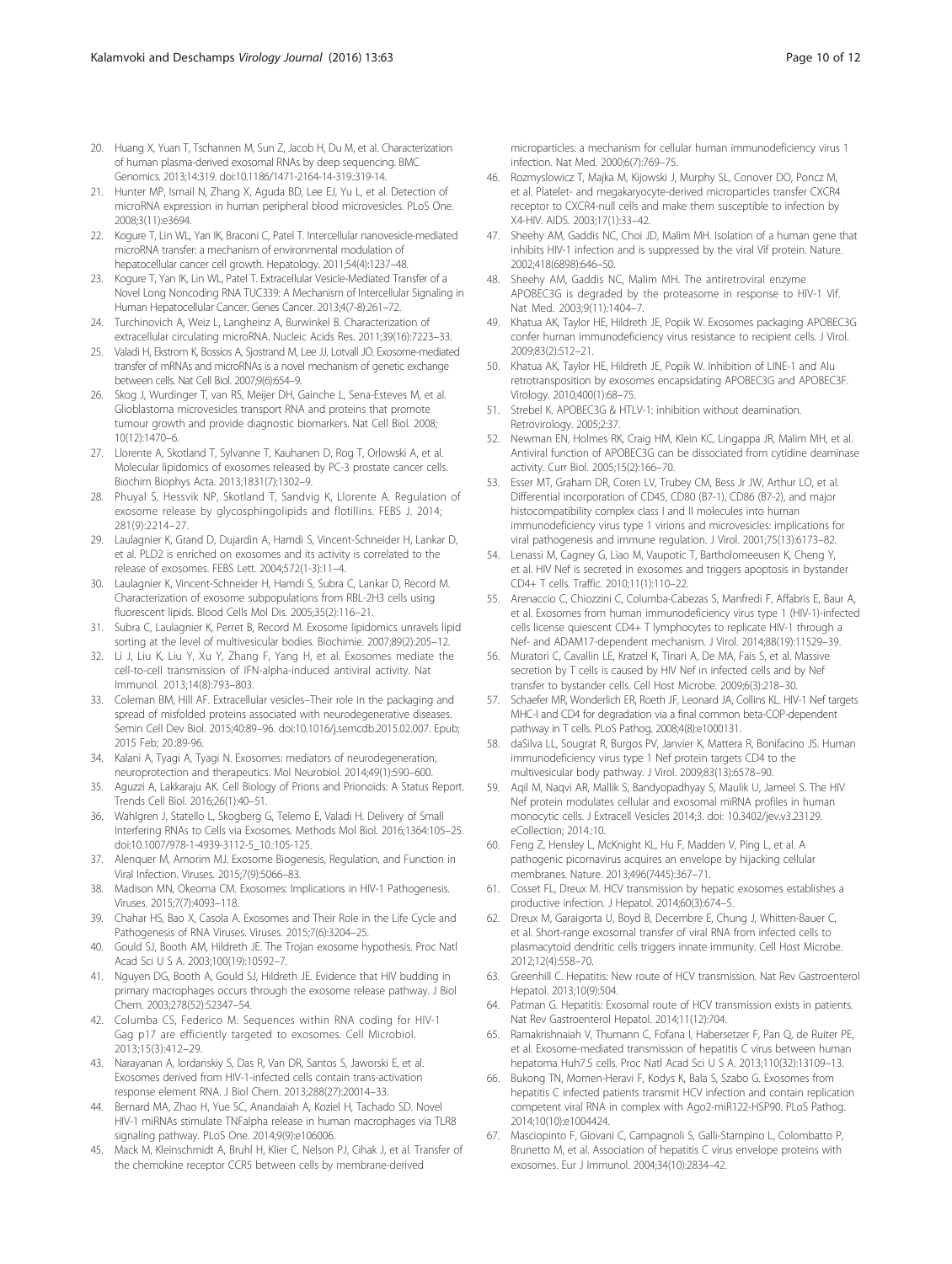20. Huang X, Yuan T, Tschannen M, Sun Z, Jacob H, Du M, et al. Characterization of human plasma-derived exosomal RNAs by deep sequencing. BMC Genomics. 2013;14:319. doi:10.1186/1471-2164-14-319.:319-14.
21. Hunter MP, Ismail N, Zhang X, Aguda BD, Lee EJ, Yu L, et al. Detection of microRNA expression in human peripheral blood microvesicles. PLoS One. 2008;3(11):e3694.
22. Kogure T, Lin WL, Yan IK, Braconi C, Patel T. Intercellular nanovesicle-mediated microRNA transfer: a mechanism of environmental modulation of hepatocellular cancer cell growth. Hepatology. 2011;54(4):1237–48.
23. Kogure T, Yan IK, Lin WL, Patel T. Extracellular Vesicle-Mediated Transfer of a Novel Long Noncoding RNA TUC339: A Mechanism of Intercellular Signaling in Human Hepatocellular Cancer. Genes Cancer. 2013;4(7-8):261–72.
24. Turchinovich A, Weiz L, Langheinz A, Burwinkel B. Characterization of extracellular circulating microRNA. Nucleic Acids Res. 2011;39(16):7223–33.
25. Valadi H, Ekstrom K, Bossios A, Sjostrand M, Lee JJ, Lotvall JO. Exosome-mediated transfer of mRNAs and microRNAs is a novel mechanism of genetic exchange between cells. Nat Cell Biol. 2007;9(6):654–9.
26. Skog J, Wurdinger T, van RS, Meijer DH, Gainche L, Sena-Esteves M, et al. Glioblastoma microvesicles transport RNA and proteins that promote tumour growth and provide diagnostic biomarkers. Nat Cell Biol. 2008; 10(12):1470–6.
27. Llorente A, Skotland T, Sylvanne T, Kauhanen D, Rog T, Orlowski A, et al. Molecular lipidomics of exosomes released by PC-3 prostate cancer cells. Biochim Biophys Acta. 2013;1831(7):1302–9.
28. Phuyal S, Hessvik NP, Skotland T, Sandvig K, Llorente A. Regulation of exosome release by glycosphingolipids and flotillins. FEBS J. 2014; 281(9):2214–27.
29. Laulagnier K, Grand D, Dujardin A, Hamdi S, Vincent-Schneider H, Lankar D, et al. PLD2 is enriched on exosomes and its activity is correlated to the release of exosomes. FEBS Lett. 2004;572(1-3):11–4.
30. Laulagnier K, Vincent-Schneider H, Hamdi S, Subra C, Lankar D, Record M. Characterization of exosome subpopulations from RBL-2H3 cells using fluorescent lipids. Blood Cells Mol Dis. 2005;35(2):116–21.
31. Subra C, Laulagnier K, Perret B, Record M. Exosome lipidomics unravels lipid sorting at the level of multivesicular bodies. Biochimie. 2007;89(2):205–12.
32. Li J, Liu K, Liu Y, Xu Y, Zhang F, Yang H, et al. Exosomes mediate the cell-to-cell transmission of IFN-alpha-induced antiviral activity. Nat Immunol. 2013;14(8):793–803.
33. Coleman BM, Hill AF. Extracellular vesicles–Their role in the packaging and spread of misfolded proteins associated with neurodegenerative diseases. Semin Cell Dev Biol. 2015;40:89–96. doi:10.1016/j.semcdb.2015.02.007. Epub; 2015 Feb; 20.:89-96.
34. Kalani A, Tyagi A, Tyagi N. Exosomes: mediators of neurodegeneration, neuroprotection and therapeutics. Mol Neurobiol. 2014;49(1):590–600.
35. Aguzzi A, Lakkaraju AK. Cell Biology of Prions and Prionoids: A Status Report. Trends Cell Biol. 2016;26(1):40–51.
36. Wahlgren J, Statello L, Skogberg G, Telemo E, Valadi H. Delivery of Small Interfering RNAs to Cells via Exosomes. Methods Mol Biol. 2016;1364:105–25. doi:10.1007/978-1-4939-3112-5_10.:105-125.
37. Alenquer M, Amorim MJ. Exosome Biogenesis, Regulation, and Function in Viral Infection. Viruses. 2015;7(9):5066–83.
38. Madison MN, Okeoma CM. Exosomes: Implications in HIV-1 Pathogenesis. Viruses. 2015;7(7):4093–118.
39. Chahar HS, Bao X, Casola A. Exosomes and Their Role in the Life Cycle and Pathogenesis of RNA Viruses. Viruses. 2015;7(6):3204–25.
40. Gould SJ, Booth AM, Hildreth JE. The Trojan exosome hypothesis. Proc Natl Acad Sci U S A. 2003;100(19):10592–7.
41. Nguyen DG, Booth A, Gould SJ, Hildreth JE. Evidence that HIV budding in primary macrophages occurs through the exosome release pathway. J Biol Chem. 2003;278(52):52347–54.
42. Columba CS, Federico M. Sequences within RNA coding for HIV-1 Gag p17 are efficiently targeted to exosomes. Cell Microbiol. 2013;15(3):412–29.
43. Narayanan A, Iordanskiy S, Das R, Van DR, Santos S, Jaworski E, et al. Exosomes derived from HIV-1-infected cells contain trans-activation response element RNA. J Biol Chem. 2013;288(27):20014–33.
44. Bernard MA, Zhao H, Yue SC, Anandaiah A, Koziel H, Tachado SD. Novel HIV-1 miRNAs stimulate TNFalpha release in human macrophages via TLR8 signaling pathway. PLoS One. 2014;9(9):e106006.
45. Mack M, Kleinschmidt A, Bruhl H, Klier C, Nelson PJ, Cihak J, et al. Transfer of the chemokine receptor CCR5 between cells by membrane-derived microparticles: a mechanism for cellular human immunodeficiency virus 1 infection. Nat Med. 2000;6(7):769–75.
46. Rozmyslowicz T, Majka M, Kijowski J, Murphy SL, Conover DO, Poncz M, et al. Platelet- and megakaryocyte-derived microparticles transfer CXCR4 receptor to CXCR4-null cells and make them susceptible to infection by X4-HIV. AIDS. 2003;17(1):33–42.
47. Sheehy AM, Gaddis NC, Choi JD, Malim MH. Isolation of a human gene that inhibits HIV-1 infection and is suppressed by the viral Vif protein. Nature. 2002;418(6898):646–50.
48. Sheehy AM, Gaddis NC, Malim MH. The antiretroviral enzyme APOBEC3G is degraded by the proteasome in response to HIV-1 Vif. Nat Med. 2003;9(11):1404–7.
49. Khatua AK, Taylor HE, Hildreth JE, Popik W. Exosomes packaging APOBEC3G confer human immunodeficiency virus resistance to recipient cells. J Virol. 2009;83(2):512–21.
50. Khatua AK, Taylor HE, Hildreth JE, Popik W. Inhibition of LINE-1 and Alu retrotransposition by exosomes encapsidating APOBEC3G and APOBEC3F. Virology. 2010;400(1):68–75.
51. Strebel K. APOBEC3G & HTLV-1: inhibition without deamination. Retrovirology. 2005;2:37.
52. Newman EN, Holmes RK, Craig HM, Klein KC, Lingappa JR, Malim MH, et al. Antiviral function of APOBEC3G can be dissociated from cytidine deaminase activity. Curr Biol. 2005;15(2):166–70.
53. Esser MT, Graham DR, Coren LV, Trubey CM, Bess Jr JW, Arthur LO, et al. Differential incorporation of CD45, CD80 (B7-1), CD86 (B7-2), and major histocompatibility complex class I and II molecules into human immunodeficiency virus type 1 virions and microvesicles: implications for viral pathogenesis and immune regulation. J Virol. 2001;75(13):6173–82.
54. Lenassi M, Cagney G, Liao M, Vaupotic T, Bartholomeeusen K, Cheng Y, et al. HIV Nef is secreted in exosomes and triggers apoptosis in bystander CD4+ T cells. Traffic. 2010;11(1):110–22.
55. Arenaccio C, Chiozzini C, Columba-Cabezas S, Manfredi F, Affabris E, Baur A, et al. Exosomes from human immunodeficiency virus type 1 (HIV-1)-infected cells license quiescent CD4+ T lymphocytes to replicate HIV-1 through a Nef- and ADAM17-dependent mechanism. J Virol. 2014;88(19):11529–39.
56. Muratori C, Cavallin LE, Kratzel K, Tinari A, De MA, Fais S, et al. Massive secretion by T cells is caused by HIV Nef in infected cells and by Nef transfer to bystander cells. Cell Host Microbe. 2009;6(3):218–30.
57. Schaefer MR, Wonderlich ER, Roeth JF, Leonard JA, Collins KL. HIV-1 Nef targets MHC-I and CD4 for degradation via a final common beta-COP-dependent pathway in T cells. PLoS Pathog. 2008;4(8):e1000131.
58. daSilva LL, Sougrat R, Burgos PV, Janvier K, Mattera R, Bonifacino JS. Human immunodeficiency virus type 1 Nef protein targets CD4 to the multivesicular body pathway. J Virol. 2009;83(13):6578–90.
59. Aqil M, Naqvi AR, Mallik S, Bandyopadhyay S, Maulik U, Jameel S. The HIV Nef protein modulates cellular and exosomal miRNA profiles in human monocytic cells. J Extracell Vesicles 2014;3. doi: 10.3402/jev.v3.23129. eCollection; 2014.:10.
60. Feng Z, Hensley L, McKnight KL, Hu F, Madden V, Ping L, et al. A pathogenic picornavirus acquires an envelope by hijacking cellular membranes. Nature. 2013;496(7445):367–71.
61. Cosset FL, Dreux M. HCV transmission by hepatic exosomes establishes a productive infection. J Hepatol. 2014;60(3):674–5.
62. Dreux M, Garaigorta U, Boyd B, Decembre E, Chung J, Whitten-Bauer C, et al. Short-range exosomal transfer of viral RNA from infected cells to plasmacytoid dendritic cells triggers innate immunity. Cell Host Microbe. 2012;12(4):558–70.
63. Greenhill C. Hepatitis: New route of HCV transmission. Nat Rev Gastroenterol Hepatol. 2013;10(9):504.
64. Patman G. Hepatitis: Exosomal route of HCV transmission exists in patients. Nat Rev Gastroenterol Hepatol. 2014;11(12):704.
65. Ramakrishnaiah V, Thumann C, Fofana I, Habersetzer F, Pan Q, de Ruiter PE, et al. Exosome-mediated transmission of hepatitis C virus between human hepatoma Huh7.5 cells. Proc Natl Acad Sci U S A. 2013;110(32):13109–13.
66. Bukong TN, Momen-Heravi F, Kodys K, Bala S, Szabo G. Exosomes from hepatitis C infected patients transmit HCV infection and contain replication competent viral RNA in complex with Ago2-miR122-HSP90. PLoS Pathog. 2014;10(10):e1004424.
67. Masciopinto F, Giovani C, Campagnoli S, Galli-Stampino L, Colombatto P, Brunetto M, et al. Association of hepatitis C virus envelope proteins with exosomes. Eur J Immunol. 2004;34(10):2834–42.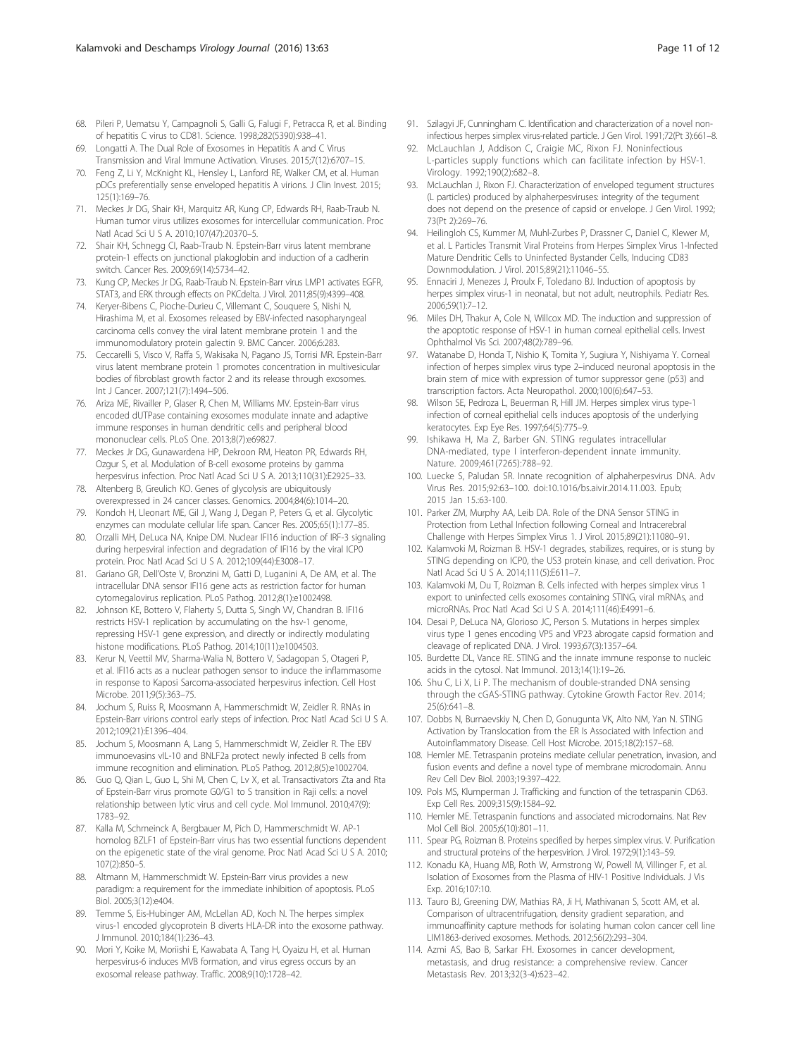68. Pileri P, Uematsu Y, Campagnoli S, Galli G, Falugi F, Petracca R, et al. Binding of hepatitis C virus to CD81. Science. 1998;282(5390):938–41.
69. Longatti A. The Dual Role of Exosomes in Hepatitis A and C Virus Transmission and Viral Immune Activation. Viruses. 2015;7(12):6707–15.
70. Feng Z, Li Y, McKnight KL, Hensley L, Lanford RE, Walker CM, et al. Human pDCs preferentially sense enveloped hepatitis A virions. J Clin Invest. 2015; 125(1):169–76.
71. Meckes Jr DG, Shair KH, Marquitz AR, Kung CP, Edwards RH, Raab-Traub N. Human tumor virus utilizes exosomes for intercellular communication. Proc Natl Acad Sci U S A. 2010;107(47):20370–5.
72. Shair KH, Schnegg CI, Raab-Traub N. Epstein-Barr virus latent membrane protein-1 effects on junctional plakoglobin and induction of a cadherin switch. Cancer Res. 2009;69(14):5734–42.
73. Kung CP, Meckes Jr DG, Raab-Traub N. Epstein-Barr virus LMP1 activates EGFR, STAT3, and ERK through effects on PKCdelta. J Virol. 2011;85(9):4399–408.
74. Keryer-Bibens C, Pioche-Durieu C, Villemant C, Souquere S, Nishi N, Hirashima M, et al. Exosomes released by EBV-infected nasopharyngeal carcinoma cells convey the viral latent membrane protein 1 and the immunomodulatory protein galectin 9. BMC Cancer. 2006;6:283.
75. Ceccarelli S, Visco V, Raffa S, Wakisaka N, Pagano JS, Torrisi MR. Epstein-Barr virus latent membrane protein 1 promotes concentration in multivesicular bodies of fibroblast growth factor 2 and its release through exosomes. Int J Cancer. 2007;121(7):1494–506.
76. Ariza ME, Rivailler P, Glaser R, Chen M, Williams MV. Epstein-Barr virus encoded dUTPase containing exosomes modulate innate and adaptive immune responses in human dendritic cells and peripheral blood mononuclear cells. PLoS One. 2013;8(7):e69827.
77. Meckes Jr DG, Gunawardena HP, Dekroon RM, Heaton PR, Edwards RH, Ozgur S, et al. Modulation of B-cell exosome proteins by gamma herpesvirus infection. Proc Natl Acad Sci U S A. 2013;110(31):E2925–33.
78. Altenberg B, Greulich KO. Genes of glycolysis are ubiquitously overexpressed in 24 cancer classes. Genomics. 2004;84(6):1014–20.
79. Kondoh H, Lleonart ME, Gil J, Wang J, Degan P, Peters G, et al. Glycolytic enzymes can modulate cellular life span. Cancer Res. 2005;65(1):177–85.
80. Orzalli MH, DeLuca NA, Knipe DM. Nuclear IFI16 induction of IRF-3 signaling during herpesviral infection and degradation of IFI16 by the viral ICP0 protein. Proc Natl Acad Sci U S A. 2012;109(44):E3008–17.
81. Gariano GR, Dell'Oste V, Bronzini M, Gatti D, Luganini A, De AM, et al. The intracellular DNA sensor IFI16 gene acts as restriction factor for human cytomegalovirus replication. PLoS Pathog. 2012;8(1):e1002498.
82. Johnson KE, Bottero V, Flaherty S, Dutta S, Singh VV, Chandran B. IFI16 restricts HSV-1 replication by accumulating on the hsv-1 genome, repressing HSV-1 gene expression, and directly or indirectly modulating histone modifications. PLoS Pathog. 2014;10(11):e1004503.
83. Kerur N, Veettil MV, Sharma-Walia N, Bottero V, Sadagopan S, Otageri P, et al. IFI16 acts as a nuclear pathogen sensor to induce the inflammasome in response to Kaposi Sarcoma-associated herpesvirus infection. Cell Host Microbe. 2011;9(5):363–75.
84. Jochum S, Ruiss R, Moosmann A, Hammerschmidt W, Zeidler R. RNAs in Epstein-Barr virions control early steps of infection. Proc Natl Acad Sci U S A. 2012;109(21):E1396–404.
85. Jochum S, Moosmann A, Lang S, Hammerschmidt W, Zeidler R. The EBV immunoevasins vIL-10 and BNLF2a protect newly infected B cells from immune recognition and elimination. PLoS Pathog. 2012;8(5):e1002704.
86. Guo Q, Qian L, Guo L, Shi M, Chen C, Lv X, et al. Transactivators Zta and Rta of Epstein-Barr virus promote G0/G1 to S transition in Raji cells: a novel relationship between lytic virus and cell cycle. Mol Immunol. 2010;47(9): 1783–92.
87. Kalla M, Schmeinck A, Bergbauer M, Pich D, Hammerschmidt W. AP-1 homolog BZLF1 of Epstein-Barr virus has two essential functions dependent on the epigenetic state of the viral genome. Proc Natl Acad Sci U S A. 2010; 107(2):850–5.
88. Altmann M, Hammerschmidt W. Epstein-Barr virus provides a new paradigm: a requirement for the immediate inhibition of apoptosis. PLoS Biol. 2005;3(12):e404.
89. Temme S, Eis-Hubinger AM, McLellan AD, Koch N. The herpes simplex virus-1 encoded glycoprotein B diverts HLA-DR into the exosome pathway. J Immunol. 2010;184(1):236–43.
90. Mori Y, Koike M, Moriishi E, Kawabata A, Tang H, Oyaizu H, et al. Human herpesvirus-6 induces MVB formation, and virus egress occurs by an exosomal release pathway. Traffic. 2008;9(10):1728–42.
91. Szilagyi JF, Cunningham C. Identification and characterization of a novel non-infectious herpes simplex virus-related particle. J Gen Virol. 1991;72(Pt 3):661–8.
92. McLauchlan J, Addison C, Craigie MC, Rixon FJ. Noninfectious L-particles supply functions which can facilitate infection by HSV-1. Virology. 1992;190(2):682–8.
93. McLauchlan J, Rixon FJ. Characterization of enveloped tegument structures (L particles) produced by alphaherpesviruses: integrity of the tegument does not depend on the presence of capsid or envelope. J Gen Virol. 1992; 73(Pt 2):269–76.
94. Heilingloh CS, Kummer M, Muhl-Zurbes P, Drassner C, Daniel C, Klewer M, et al. L Particles Transmit Viral Proteins from Herpes Simplex Virus 1-Infected Mature Dendritic Cells to Uninfected Bystander Cells, Inducing CD83 Downmodulation. J Virol. 2015;89(21):11046–55.
95. Ennaciri J, Menezes J, Proulx F, Toledano BJ. Induction of apoptosis by herpes simplex virus-1 in neonatal, but not adult, neutrophils. Pediatr Res. 2006;59(1):7–12.
96. Miles DH, Thakur A, Cole N, Willcox MD. The induction and suppression of the apoptotic response of HSV-1 in human corneal epithelial cells. Invest Ophthalmol Vis Sci. 2007;48(2):789–96.
97. Watanabe D, Honda T, Nishio K, Tomita Y, Sugiura Y, Nishiyama Y. Corneal infection of herpes simplex virus type 2–induced neuronal apoptosis in the brain stem of mice with expression of tumor suppressor gene (p53) and transcription factors. Acta Neuropathol. 2000;100(6):647–53.
98. Wilson SE, Pedroza L, Beuerman R, Hill JM. Herpes simplex virus type-1 infection of corneal epithelial cells induces apoptosis of the underlying keratocytes. Exp Eye Res. 1997;64(5):775–9.
99. Ishikawa H, Ma Z, Barber GN. STING regulates intracellular DNA-mediated, type I interferon-dependent innate immunity. Nature. 2009;461(7265):788–92.
100. Luecke S, Paludan SR. Innate recognition of alphaherpesvirus DNA. Adv Virus Res. 2015;92:63–100. doi:10.1016/bs.aivir.2014.11.003. Epub; 2015 Jan 15.:63-100.
101. Parker ZM, Murphy AA, Leib DA. Role of the DNA Sensor STING in Protection from Lethal Infection following Corneal and Intracerebral Challenge with Herpes Simplex Virus 1. J Virol. 2015;89(21):11080–91.
102. Kalamvoki M, Roizman B. HSV-1 degrades, stabilizes, requires, or is stung by STING depending on ICP0, the US3 protein kinase, and cell derivation. Proc Natl Acad Sci U S A. 2014;111(5):E611–7.
103. Kalamvoki M, Du T, Roizman B. Cells infected with herpes simplex virus 1 export to uninfected cells exosomes containing STING, viral mRNAs, and microRNAs. Proc Natl Acad Sci U S A. 2014;111(46):E4991–6.
104. Desai P, DeLuca NA, Glorioso JC, Person S. Mutations in herpes simplex virus type 1 genes encoding VP5 and VP23 abrogate capsid formation and cleavage of replicated DNA. J Virol. 1993;67(3):1357–64.
105. Burdette DL, Vance RE. STING and the innate immune response to nucleic acids in the cytosol. Nat Immunol. 2013;14(1):19–26.
106. Shu C, Li X, Li P. The mechanism of double-stranded DNA sensing through the cGAS-STING pathway. Cytokine Growth Factor Rev. 2014; 25(6):641–8.
107. Dobbs N, Burnaevskiy N, Chen D, Gonugunta VK, Alto NM, Yan N. STING Activation by Translocation from the ER Is Associated with Infection and Autoinflammatory Disease. Cell Host Microbe. 2015;18(2):157–68.
108. Hemler ME. Tetraspanin proteins mediate cellular penetration, invasion, and fusion events and define a novel type of membrane microdomain. Annu Rev Cell Dev Biol. 2003;19:397–422.
109. Pols MS, Klumperman J. Trafficking and function of the tetraspanin CD63. Exp Cell Res. 2009;315(9):1584–92.
110. Hemler ME. Tetraspanin functions and associated microdomains. Nat Rev Mol Cell Biol. 2005;6(10):801–11.
111. Spear PG, Roizman B. Proteins specified by herpes simplex virus. V. Purification and structural proteins of the herpesvirion. J Virol. 1972;9(1):143–59.
112. Konadu KA, Huang MB, Roth W, Armstrong W, Powell M, Villinger F, et al. Isolation of Exosomes from the Plasma of HIV-1 Positive Individuals. J Vis Exp. 2016;107:10.
113. Tauro BJ, Greening DW, Mathias RA, Ji H, Mathivanan S, Scott AM, et al. Comparison of ultracentrifugation, density gradient separation, and immunoaffinity capture methods for isolating human colon cancer cell line LIM1863-derived exosomes. Methods. 2012;56(2):293–304.
114. Azmi AS, Bao B, Sarkar FH. Exosomes in cancer development, metastasis, and drug resistance: a comprehensive review. Cancer Metastasis Rev. 2013;32(3-4):623–42.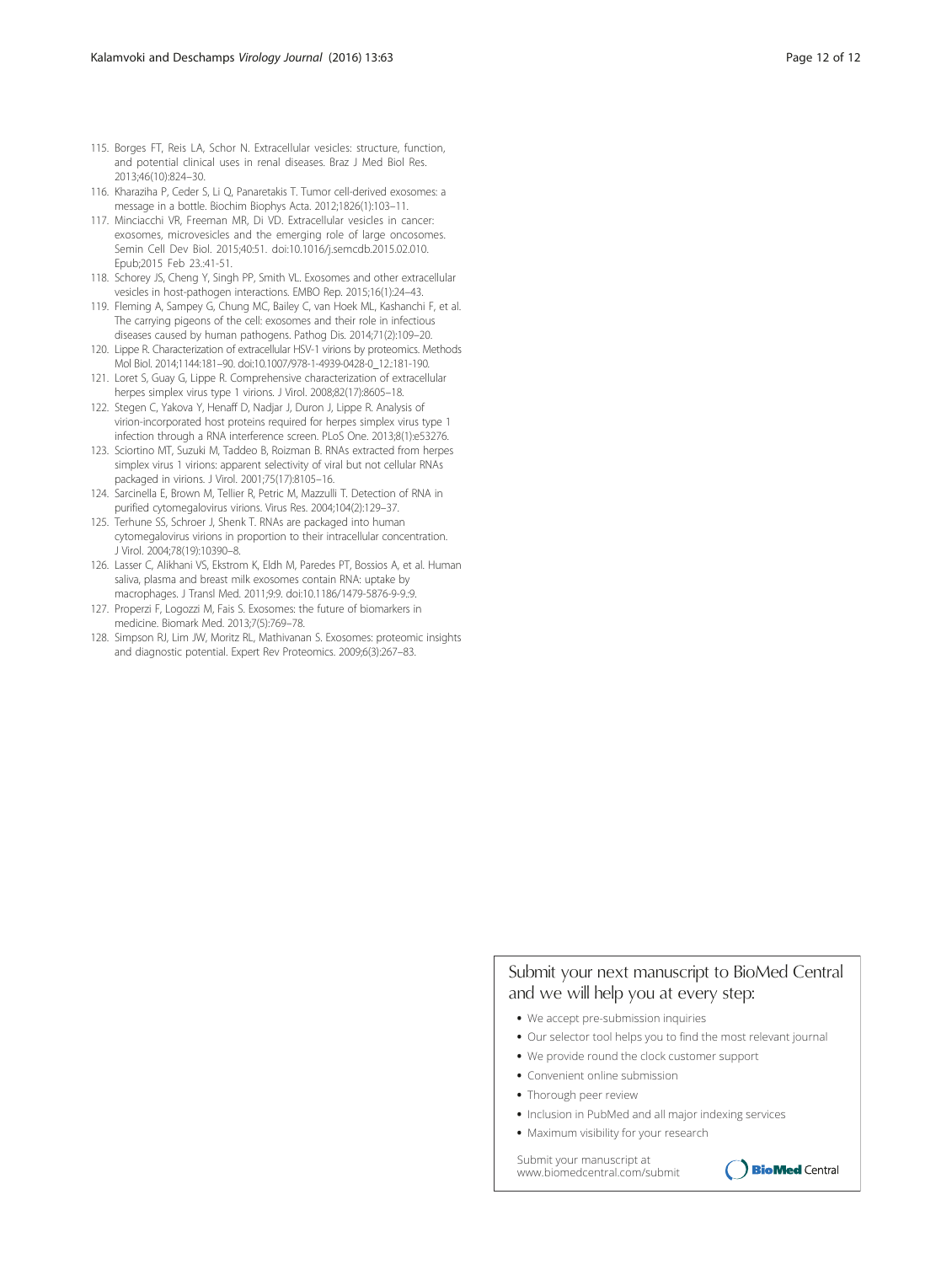115. Borges FT, Reis LA, Schor N. Extracellular vesicles: structure, function, and potential clinical uses in renal diseases. Braz J Med Biol Res. 2013;46(10):824–30.
116. Kharaziha P, Ceder S, Li Q, Panaretakis T. Tumor cell-derived exosomes: a message in a bottle. Biochim Biophys Acta. 2012;1826(1):103–11.
117. Minciacchi VR, Freeman MR, Di VD. Extracellular vesicles in cancer: exosomes, microvesicles and the emerging role of large oncosomes. Semin Cell Dev Biol. 2015;40:51. doi:10.1016/j.semcdb.2015.02.010. Epub;2015 Feb 23.:41-51.
118. Schorey JS, Cheng Y, Singh PP, Smith VL. Exosomes and other extracellular vesicles in host-pathogen interactions. EMBO Rep. 2015;16(1):24–43.
119. Fleming A, Sampey G, Chung MC, Bailey C, van Hoek ML, Kashanchi F, et al. The carrying pigeons of the cell: exosomes and their role in infectious diseases caused by human pathogens. Pathog Dis. 2014;71(2):109–20.
120. Lippe R. Characterization of extracellular HSV-1 virions by proteomics. Methods Mol Biol. 2014;1144:181–90. doi:10.1007/978-1-4939-0428-0_12.:181-190.
121. Loret S, Guay G, Lippe R. Comprehensive characterization of extracellular herpes simplex virus type 1 virions. J Virol. 2008;82(17):8605–18.
122. Stegen C, Yakova Y, Henaff D, Nadjar J, Duron J, Lippe R. Analysis of virion-incorporated host proteins required for herpes simplex virus type 1 infection through a RNA interference screen. PLoS One. 2013;8(1):e53276.
123. Sciortino MT, Suzuki M, Taddeo B, Roizman B. RNAs extracted from herpes simplex virus 1 virions: apparent selectivity of viral but not cellular RNAs packaged in virions. J Virol. 2001;75(17):8105–16.
124. Sarcinella E, Brown M, Tellier R, Petric M, Mazzulli T. Detection of RNA in purified cytomegalovirus virions. Virus Res. 2004;104(2):129–37.
125. Terhune SS, Schroer J, Shenk T. RNAs are packaged into human cytomegalovirus virions in proportion to their intracellular concentration. J Virol. 2004;78(19):10390–8.
126. Lasser C, Alikhani VS, Ekstrom K, Eldh M, Paredes PT, Bossios A, et al. Human saliva, plasma and breast milk exosomes contain RNA: uptake by macrophages. J Transl Med. 2011;9:9. doi:10.1186/1479-5876-9-9.:9.
127. Properzi F, Logozzi M, Fais S. Exosomes: the future of biomarkers in medicine. Biomark Med. 2013;7(5):769–78.
128. Simpson RJ, Lim JW, Moritz RL, Mathivanan S. Exosomes: proteomic insights and diagnostic potential. Expert Rev Proteomics. 2009;6(3):267–83.

Submit your next manuscript to BioMed Central and we will help you at every step:

- We accept pre-submission inquiries
- Our selector tool helps you to find the most relevant journal
- We provide round the clock customer support
- Convenient online submission
- Thorough peer review
- Inclusion in PubMed and all major indexing services
- Maximum visibility for your research

Submit your manuscript at www.biomedcentral.com/submit

BioMed Central